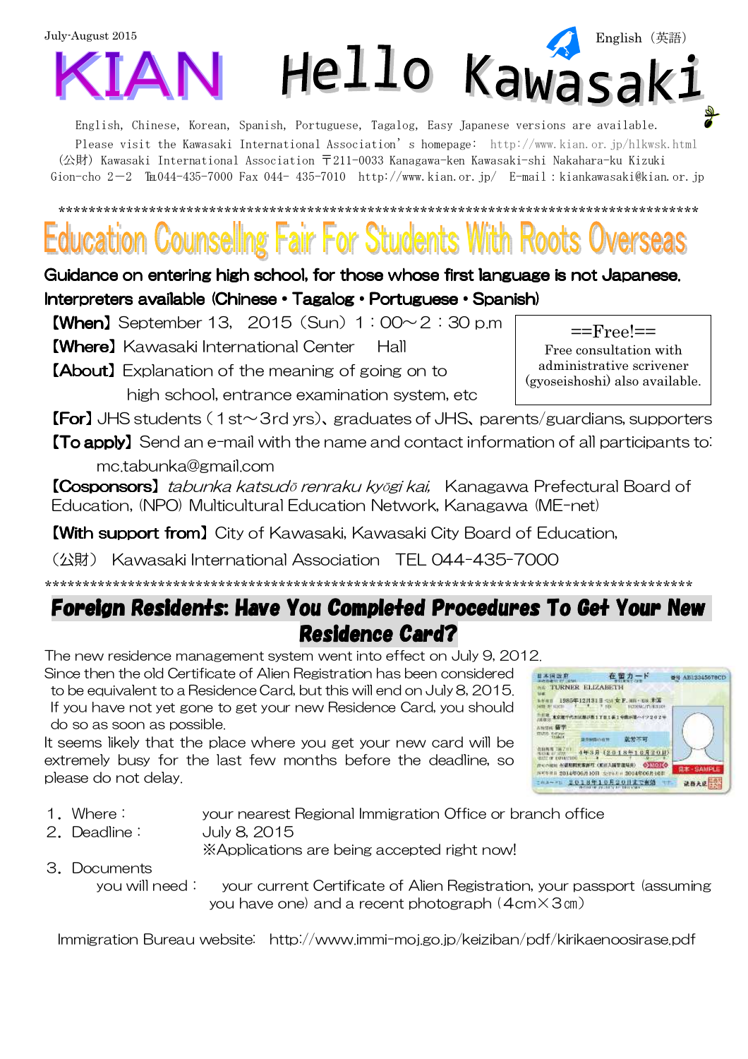July-August 2015

English（英語）

# KIAN Hello Kawasaki

English, Chinese, Korean, Spanish, Portuguese, Tagalog, Easy Japanese versions are available.

Please visit the Kawasaki International Association' s homepage: http://www.kian.or.jp/hlkwsk.html

（公財）Kawasaki International Association 〒211-0033 Kanagawa-ken Kawasaki-shi Nakahara-ku Kizuki Gion-cho 2−2 ℡044-435-7000 Fax 044- 435-7010 http://www.kian.or.jp/ E-mail：kiankawasaki@kian.or.jp

******************************************************************************************

## Education Counselling Fair For Students With Roots Overseas

**Guidance on entering high school, for those whose first language is not Japanese.**
**Interpreters available (Chinese・Tagalog・Portuguese・Spanish)**

**【When】** September 13, 2015（Sun）1：00～2：30 p.m

**【Where】** Kawasaki International Center Hall

**【About】** Explanation of the meaning of going on to high school, entrance examination system, etc

==Free!==
Free consultation with administrative scrivener (gyoseishoshi) also available.

**【For】** JHS students（1st～3rd yrs）、graduates of JHS、parents/guardians, supporters

**【To apply】** Send an e-mail with the name and contact information of all participants to: mc.tabunka@gmail.com

**【Cosponsors】** *tabunka katsudō renraku kyōgi kai,* Kanagawa Prefectural Board of Education, (NPO) Multicultural Education Network, Kanagawa (ME-net)

**【With support from】** City of Kawasaki, Kawasaki City Board of Education, （公財） Kawasaki International Association TEL 044-435-7000

******************************************************************************************

## Foreign Residents: Have You Completed Procedures To Get Your New Residence Card?

The new residence management system went into effect on July 9, 2012.
Since then the old Certificate of Alien Registration has been considered to be equivalent to a Residence Card, but this will end on July 8, 2015. If you have not yet gone to get your new Residence Card, you should do so as soon as possible.
It seems likely that the place where you get your new card will be extremely busy for the last few months before the deadline, so please do not delay.

1．Where： your nearest Regional Immigration Office or branch office
2．Deadline： July 8, 2015
※Applications are being accepted right now!
3．Documents you will need： your current Certificate of Alien Registration, your passport (assuming you have one) and a recent photograph（4cm×3㎝）

Immigration Bureau website: http://www.immi-moj.go.jp/keiziban/pdf/kirikaenoosirase.pdf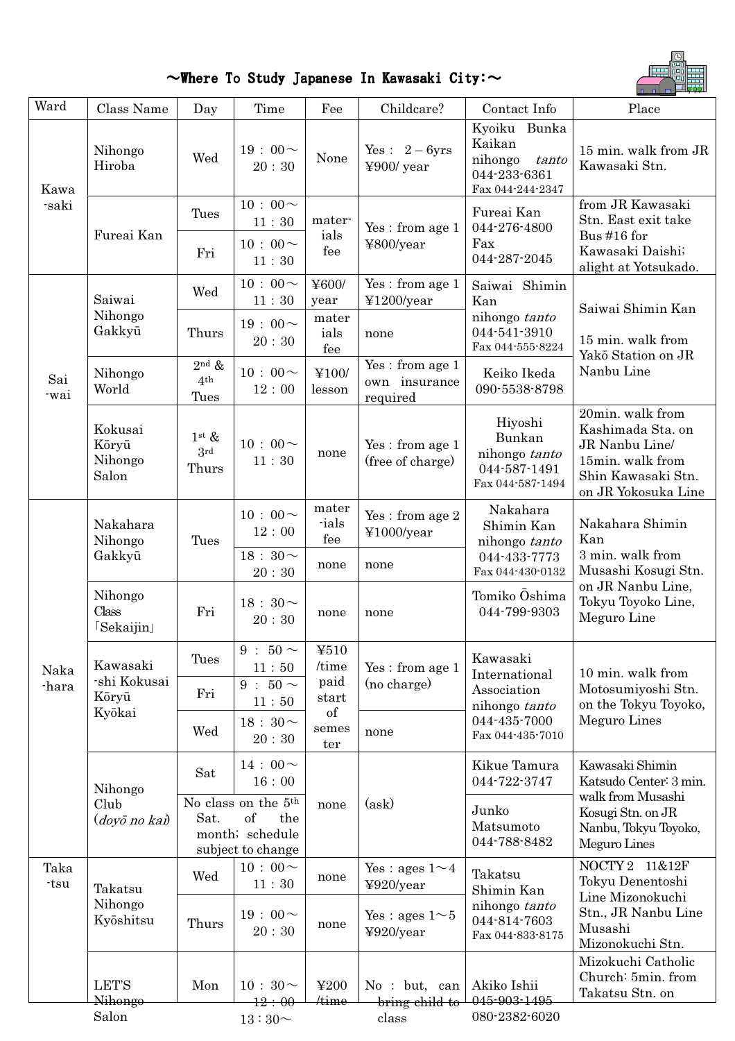# ～Where To Study Japanese In Kawasaki City:～

| Ward | Class Name | Day | Time | Fee | Childcare? | Contact Info | Place |
|---|---|---|---|---|---|---|---|
| Kawa-saki | Nihongo Hiroba | Wed | 19：00～20：30 | None | Yes： 2 – 6yrs ¥900/ year | Kyoiku Bunka Kaikan nihongo *tanto* 044-233-6361 Fax 044-244-2347 | 15 min. walk from JR Kawasaki Stn. |
| | Fureai Kan | Tues | 10：00～11：30 | mater-ials fee | Yes : from age 1 ¥800/year | Fureai Kan 044-276-4800 Fax 044-287-2045 | from JR Kawasaki Stn. East exit take Bus #16 for Kawasaki Daishi; alight at Yotsukado. |
| | | Fri | 10：00～11：30 | | | | |
| Sai-wai | Saiwai Nihongo Gakkyū | Wed | 10：00～11：30 | ¥600/ year | Yes : from age 1 ¥1200/year | Saiwai Shimin Kan nihongo *tanto* 044-541-3910 Fax 044-555-8224 | Saiwai Shimin Kan<br>15 min. walk from Yakō Station on JR Nanbu Line |
| | | Thurs | 19：00～20：30 | mater ials fee | none | | |
| | Nihongo World | 2nd & 4th Tues | 10：00～12：00 | ¥100/ lesson | Yes : from age 1 own insurance required | Keiko Ikeda 090-5538-8798 | |
| | Kokusai Kōryū Nihongo Salon | 1st & 3rd Thurs | 10：00～11：30 | none | Yes : from age 1 (free of charge) | Hiyoshi Bunkan nihongo *tanto* 044-587-1491 Fax 044-587-1494 | 20min. walk from Kashimada Sta. on JR Nanbu Line/ 15min. walk from Shin Kawasaki Stn. on JR Yokosuka Line |
| Naka-hara | Nakahara Nihongo Gakkyū | Tues | 10：00～12：00 | mater-ials fee | Yes : from age 2 ¥1000/year | Nakahara Shimin Kan nihongo *tanto* 044-433-7773 Fax 044-430-0132 | Nakahara Shimin Kan<br>3 min. walk from Musashi Kosugi Stn. on JR Nanbu Line, Tokyu Toyoko Line, Meguro Line |
| | | | 18：30～20：30 | none | none | | |
| | Nihongo Class 「Sekaijin」 | Fri | 18：30～20：30 | none | none | Tomiko Ōshima 044-799-9303 | |
| | Kawasaki-shi Kokusai Kōryū Kyōkai | Tues | 9：50～11：50 | ¥510 /time paid start of semester | Yes : from age 1 (no charge) | Kawasaki International Association nihongo *tanto* 044-435-7000 Fax 044-435-7010 | 10 min. walk from Motosumiyoshi Stn. on the Tokyu Toyoko, Meguro Lines |
| | | Fri | 9：50～11：50 | | | | |
| | | Wed | 18：30～20：30 | | none | | |
| | Nihongo Club (*doyō no kai*) | Sat | 14：00～16：00 | none | (ask) | Kikue Tamura 044-722-3747 | Kawasaki Shimin Katsudo Center: 3 min. walk from Musashi Kosugi Stn. on JR Nanbu, Tokyu Toyoko, Meguro Lines |
| | | No class on the 5th Sat. of the month; schedule subject to change | | | | Junko Matsumoto 044-788-8482 | |
| Taka-tsu | Takatsu Nihongo Kyōshitsu | Wed | 10：00～11：30 | none | Yes : ages 1～4 ¥920/year | Takatsu Shimin Kan nihongo *tanto* 044-814-7603 Fax 044-833-8175 | NOCTY 2 11&12F Tokyu Denentoshi Line Mizonokuchi Stn., JR Nanbu Line Musashi Mizonokuchi Stn. |
| | | Thurs | 19：00～20：30 | none | Yes : ages 1～5 ¥920/year | | |
| | LET'S Nihongo Salon | Mon | 10：30～12：00<br>13：30～ | ¥200 /time | No : but, can bring child to class | Akiko Ishii 045-903-1495 080-2382-6020 | Mizokuchi Catholic Church: 5min. from Takatsu Stn. on |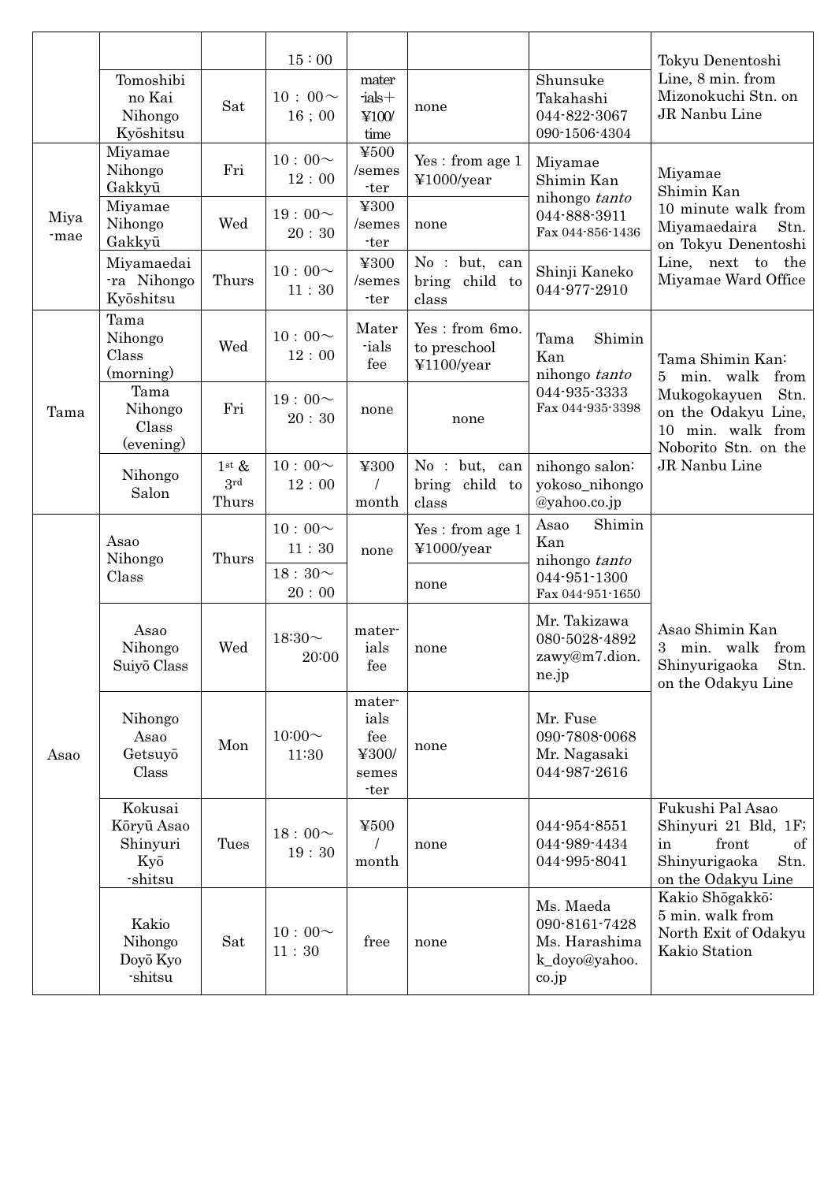| | | | | | | | |
|---|---|---|---|---|---|---|---|
| | | | 15：00 | | | | Tokyu Denentoshi Line, 8 min. from Mizonokuchi Stn. on JR Nanbu Line |
| | Tomoshibi no Kai Nihongo Kyōshitsu | Sat | 10：00～ 16；00 | mater-ials＋ ¥100/ time | none | Shunsuke Takahashi 044-822-3067 090-1506-4304 | |
| Miya-mae | Miyamae Nihongo Gakkyū | Fri | 10：00～ 12：00 | ¥500 /semes-ter | Yes : from age 1 ¥1000/year | Miyamae Shimin Kan nihongo *tanto* 044-888-3911 Fax 044-856-1436 | Miyamae Shimin Kan 10 minute walk from Miyamaedaira Stn. on Tokyu Denentoshi Line, next to the Miyamae Ward Office |
| | Miyamae Nihongo Gakkyū | Wed | 19：00～ 20：30 | ¥300 /semes-ter | none | | |
| | Miyamaedai-ra Nihongo Kyōshitsu | Thurs | 10：00～ 11：30 | ¥300 /semes-ter | No : but, can bring child to class | Shinji Kaneko 044-977-2910 | |
| Tama | Tama Nihongo Class (morning) | Wed | 10：00～ 12：00 | Mater-ials fee | Yes : from 6mo. to preschool ¥1100/year | Tama Shimin Kan nihongo *tanto* 044-935-3333 Fax 044-935-3398 | Tama Shimin Kan: 5 min. walk from Mukogokayuen Stn. on the Odakyu Line, 10 min. walk from Noborito Stn. on the JR Nanbu Line |
| | Tama Nihongo Class (evening) | Fri | 19：00～ 20：30 | none | none | | |
| | Nihongo Salon | 1st & 3rd Thurs | 10：00～ 12：00 | ¥300 / month | No : but, can bring child to class | nihongo salon: yokoso_nihongo@yahoo.co.jp | |
| Asao | Asao Nihongo Class | Thurs | 10：00～ 11：30 | none | Yes : from age 1 ¥1000/year | Asao Shimin Kan nihongo *tanto* 044-951-1300 Fax 044-951-1650 | Asao Shimin Kan 3 min. walk from Shinyurigaoka Stn. on the Odakyu Line |
| | | | 18：30～ 20：00 | | none | | |
| | Asao Nihongo Suiyō Class | Wed | 18:30～ 20:00 | mater-ials fee | none | Mr. Takizawa 080-5028-4892 zawy@m7.dion.ne.jp | |
| | Nihongo Asao Getsuyō Class | Mon | 10:00～ 11:30 | mater-ials fee ¥300/ semes-ter | none | Mr. Fuse 090-7808-0068 Mr. Nagasaki 044-987-2616 | |
| | Kokusai Kōryū Asao Shinyuri Kyō-shitsu | Tues | 18：00～ 19：30 | ¥500 / month | none | 044-954-8551 044-989-4434 044-995-8041 | Fukushi Pal Asao Shinyuri 21 Bld, 1F; in front of Shinyurigaoka Stn. on the Odakyu Line |
| | Kakio Nihongo Doyō Kyo-shitsu | Sat | 10：00～ 11：30 | free | none | Ms. Maeda 090-8161-7428 Ms. Harashima k_doyo@yahoo.co.jp | Kakio Shōgakkō: 5 min. walk from North Exit of Odakyu Kakio Station |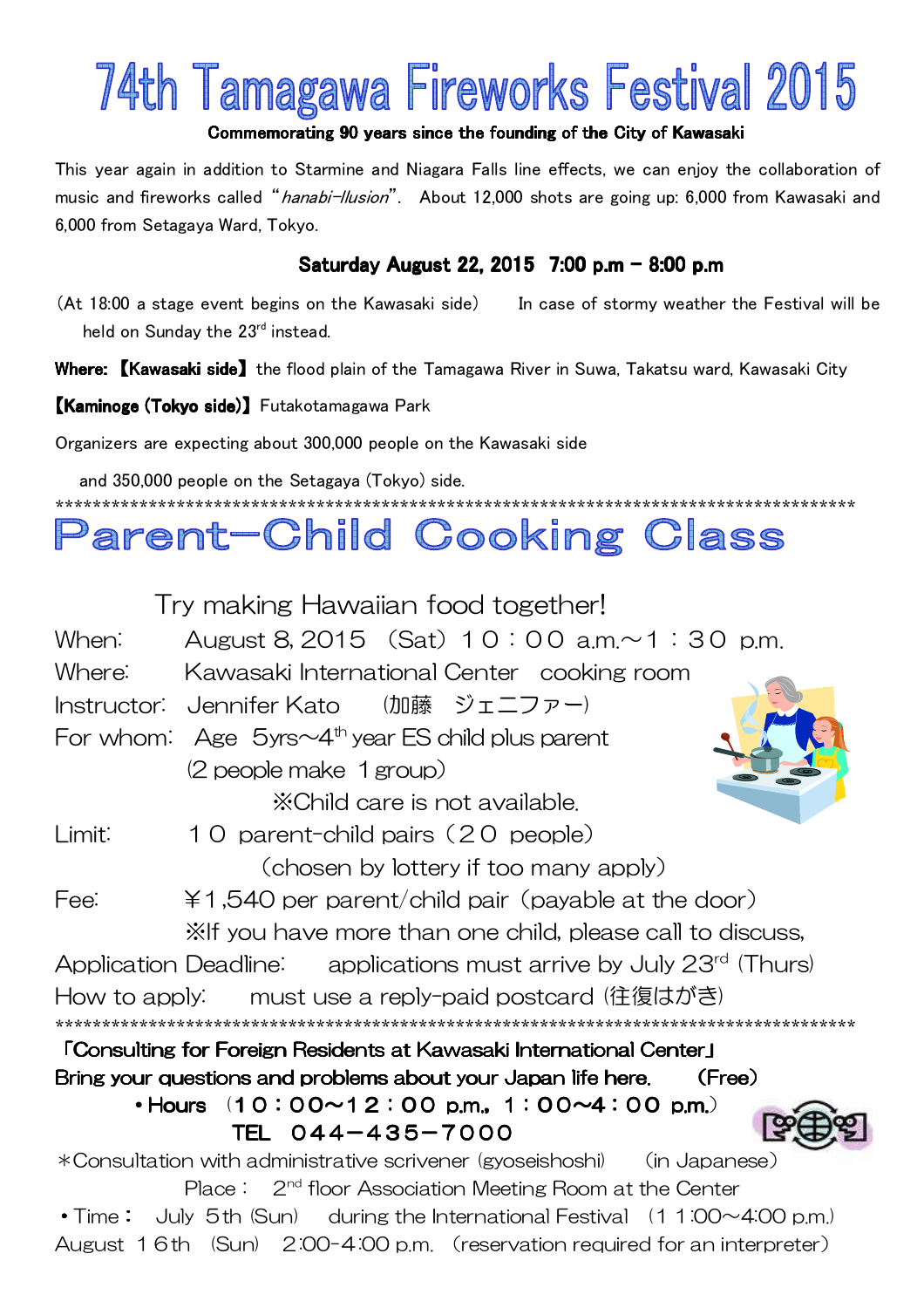# 74th Tamagawa Fireworks Festival 2015

**Commemorating 90 years since the founding of the City of Kawasaki**

This year again in addition to Starmine and Niagara Falls line effects, we can enjoy the collaboration of music and fireworks called "*hanabi-llusion*". About 12,000 shots are going up: 6,000 from Kawasaki and 6,000 from Setagaya Ward, Tokyo.

**Saturday August 22, 2015 7:00 p.m – 8:00 p.m**

(At 18:00 a stage event begins on the Kawasaki side) In case of stormy weather the Festival will be held on Sunday the 23rd instead.

**Where:** **【Kawasaki side】** the flood plain of the Tamagawa River in Suwa, Takatsu ward, Kawasaki City

**【Kaminoge (Tokyo side)】** Futakotamagawa Park

Organizers are expecting about 300,000 people on the Kawasaki side and 350,000 people on the Setagaya (Tokyo) side.

*********************************************************************************************

# Parent-Child Cooking Class

Try making Hawaiian food together!

When: August 8, 2015 （Sat）１０：００ a.m.～１：３０ p.m.

Where: Kawasaki International Center cooking room

Instructor: Jennifer Kato （加藤 ジェニファー）

For whom: Age 5yrs～4th year ES child plus parent (2 people make 1 group)

※Child care is not available.

Limit: １０ parent-child pairs（２０ people）

(chosen by lottery if too many apply)

Fee: ￥1,540 per parent/child pair（payable at the door）

※If you have more than one child, please call to discuss.

Application Deadline: applications must arrive by July 23rd (Thurs)

How to apply: must use a reply-paid postcard (往復はがき)

*********************************************************************************************

**「Consulting for Foreign Residents at Kawasaki International Center」**

**Bring your questions and problems about your Japan life here. (Free)**

**• Hours （１０：００～１２：００ p.m., １：００～４：００ p.m.）**

**TEL ０４４－４３５－７０００**

＊Consultation with administrative scrivener (gyoseishoshi) (in Japanese)

Place： 2nd floor Association Meeting Room at the Center

• Time： July 5th (Sun) during the International Festival （11:00～4:00 p.m.)

August 16th (Sun) 2:00-4:00 p.m. （reservation required for an interpreter）